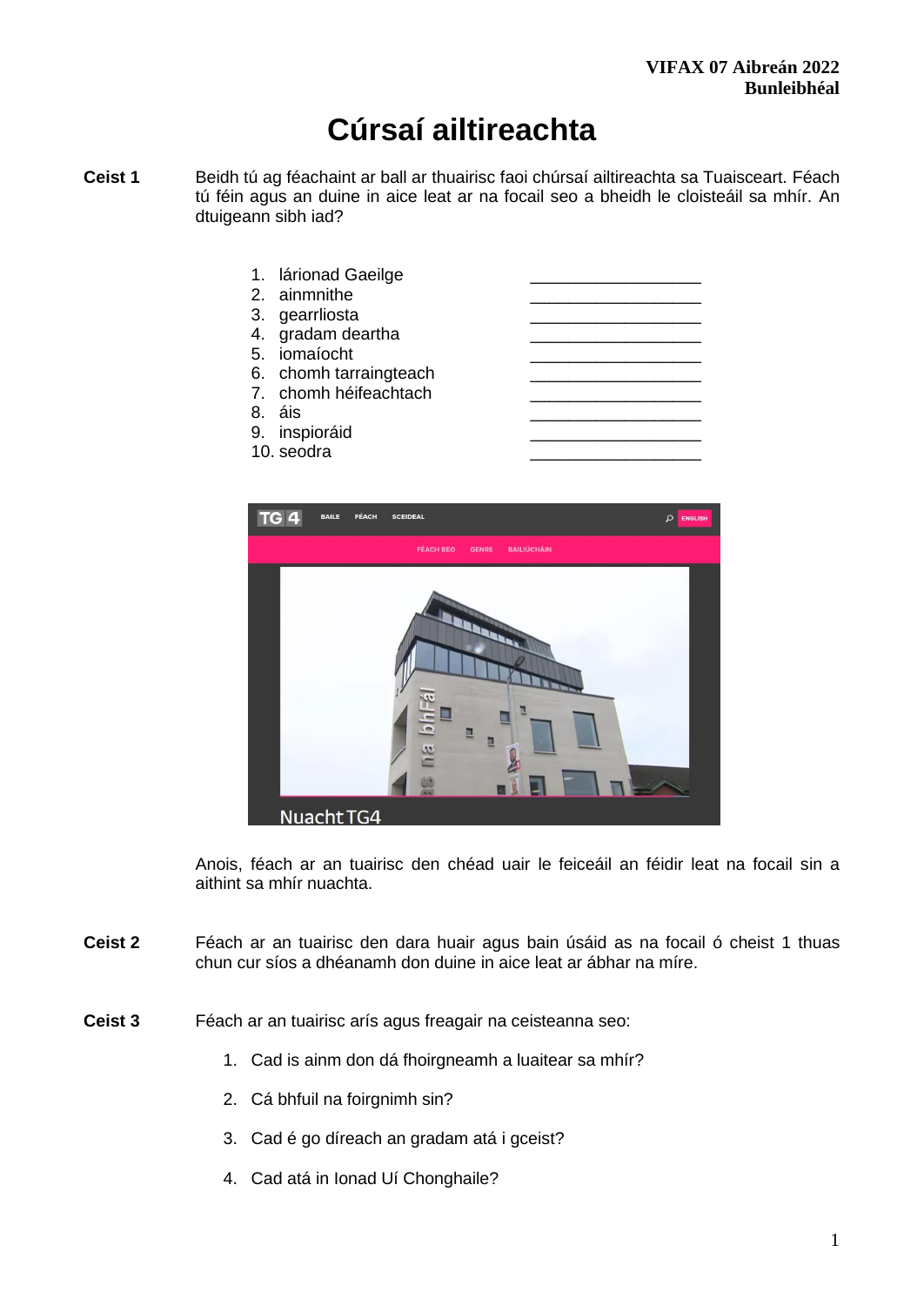**VIFAX 07 Aibreán 2022**
**Bunleibhéal**

# Cúrsaí ailtireachta

**Ceist 1** Beidh tú ag féachaint ar ball ar thuairisc faoi chúrsaí ailtireachta sa Tuaisceart. Féach tú féin agus an duine in aice leat ar na focail seo a bheidh le cloisteáil sa mhír. An dtuigeann sibh iad?

1. lárionad Gaeilge ____________________
2. ainmnithe ____________________
3. gearrliosta ____________________
4. gradam deartha ____________________
5. iomaíocht ____________________
6. chomh tarraingteach ____________________
7. chomh héifeachtach ____________________
8. áis ____________________
9. inspioráid ____________________
10. seodra ____________________

Anois, féach ar an tuairisc den chéad uair le feiceáil an féidir leat na focail sin a aithint sa mhír nuachta.

**Ceist 2** Féach ar an tuairisc den dara huair agus bain úsáid as na focail ó cheist 1 thuas chun cur síos a dhéanamh don duine in aice leat ar ábhar na míre.

**Ceist 3** Féach ar an tuairisc arís agus freagair na ceisteanna seo:

1. Cad is ainm don dá fhoirgneamh a luaitear sa mhír?
2. Cá bhfuil na foirgnimh sin?
3. Cad é go díreach an gradam atá i gceist?
4. Cad atá in Ionad Uí Chonghaile?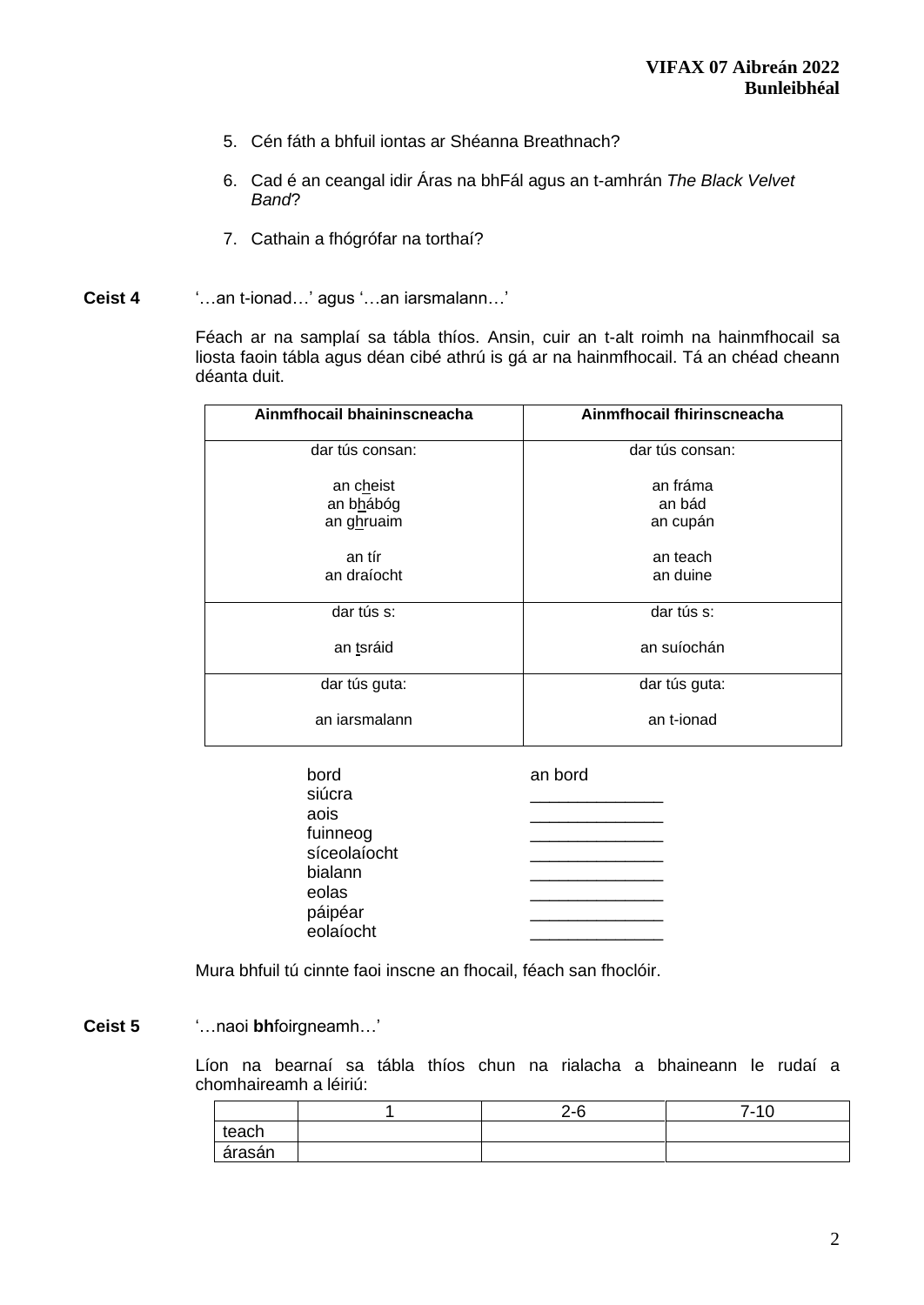5. Cén fáth a bhfuil iontas ar Shéanna Breathnach?

6. Cad é an ceangal idir Áras na bhFál agus an t-amhrán *The Black Velvet Band*?

7. Cathain a fhógrófar na torthaí?

**Ceist 4** '…an t-ionad…' agus '…an iarsmalann…'

Féach ar na samplaí sa tábla thíos. Ansin, cuir an t-alt roimh na hainmfhocail sa liosta faoin tábla agus déan cibé athrú is gá ar na hainmfhocail. Tá an chéad cheann déanta duit.

| Ainmfhocail bhaininscneacha | Ainmfhocail fhirinscneacha |
|---|---|
| dar tús consan:<br><br>an c<u>h</u>eist<br>an b<u>h</u>ábóg<br>an g<u>h</u>ruaim<br><br>an tír<br>an draíocht | dar tús consan:<br><br>an fráma<br>an bád<br>an cupán<br><br>an teach<br>an duine |
| dar tús s:<br><br>an <u>t</u>sráid | dar tús s:<br><br>an suíochán |
| dar tús guta:<br><br>an iarsmalann | dar tús guta:<br><br>an t-ionad |

| | |
|---|---|
| bord | an bord |
| siúcra | ______________ |
| aois | ______________ |
| fuinneog | ______________ |
| síceolaíocht | ______________ |
| bialann | ______________ |
| eolas | ______________ |
| páipéar | ______________ |
| eolaíocht | ______________ |

Mura bhfuil tú cinnte faoi inscne an fhocail, féach san fhoclóir.

**Ceist 5** '…naoi **bh**foirgneamh…'

Líon na bearnaí sa tábla thíos chun na rialacha a bhaineann le rudaí a chomhaireamh a léiriú:

| | 1 | 2-6 | 7-10 |
|---|---|---|---|
| teach | | | |
| árasán | | | |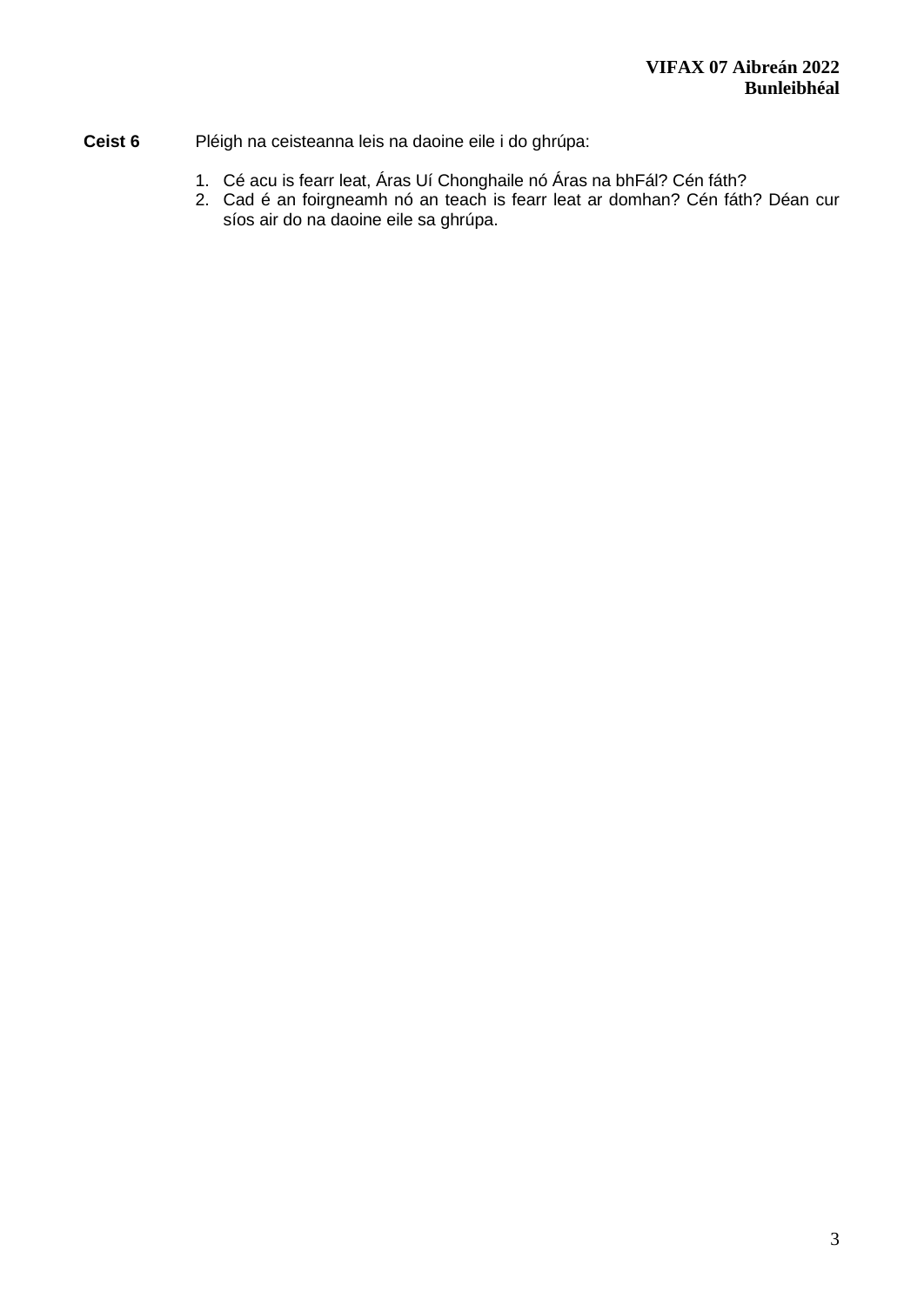**Ceist 6** Pléigh na ceisteanna leis na daoine eile i do ghrúpa:

1. Cé acu is fearr leat, Áras Uí Chonghaile nó Áras na bhFál? Cén fáth?
2. Cad é an foirgneamh nó an teach is fearr leat ar domhan? Cén fáth? Déan cur síos air do na daoine eile sa ghrúpa.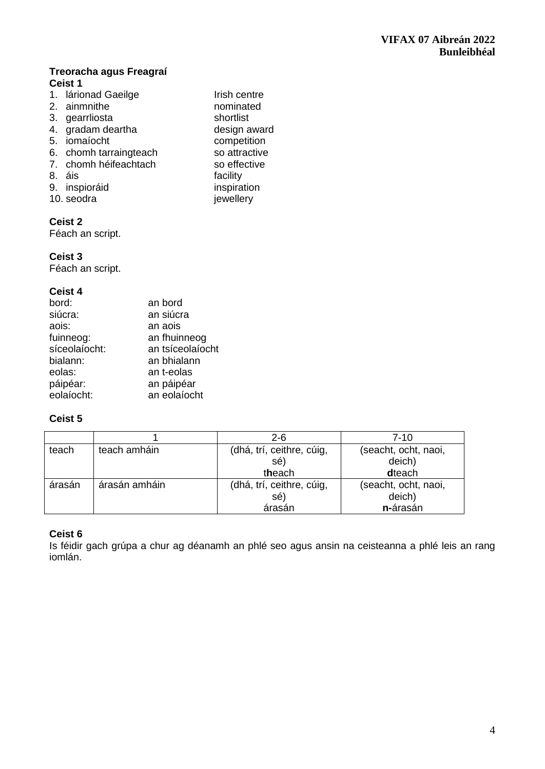## Treoracha agus Freagraí

**Ceist 1**

1. lárionad Gaeilge — Irish centre
2. ainmnithe — nominated
3. gearrliosta — shortlist
4. gradam deartha — design award
5. iomaíocht — competition
6. chomh tarraingteach — so attractive
7. chomh héifeachtach — so effective
8. áis — facility
9. inspioráid — inspiration
10. seodra — jewellery

**Ceist 2**

Féach an script.

**Ceist 3**

Féach an script.

**Ceist 4**

| | |
|---|---|
| bord: | an bord |
| siúcra: | an siúcra |
| aois: | an aois |
| fuinneog: | an fhuinneog |
| síceolaíocht: | an tsíceolaíocht |
| bialann: | an bhialann |
| eolas: | an t-eolas |
| páipéar: | an páipéar |
| eolaíocht: | an eolaíocht |

**Ceist 5**

| | 1 | 2-6 | 7-10 |
|---|---|---|---|
| teach | teach amháin | (dhá, trí, ceithre, cúig, sé) t**h**each | (seacht, ocht, naoi, deich) **d**teach |
| árasán | árasán amháin | (dhá, trí, ceithre, cúig, sé) árasán | (seacht, ocht, naoi, deich) **n-**árasán |

**Ceist 6**

Is féidir gach grúpa a chur ag déanamh an phlé seo agus ansin na ceisteanna a phlé leis an rang iomlán.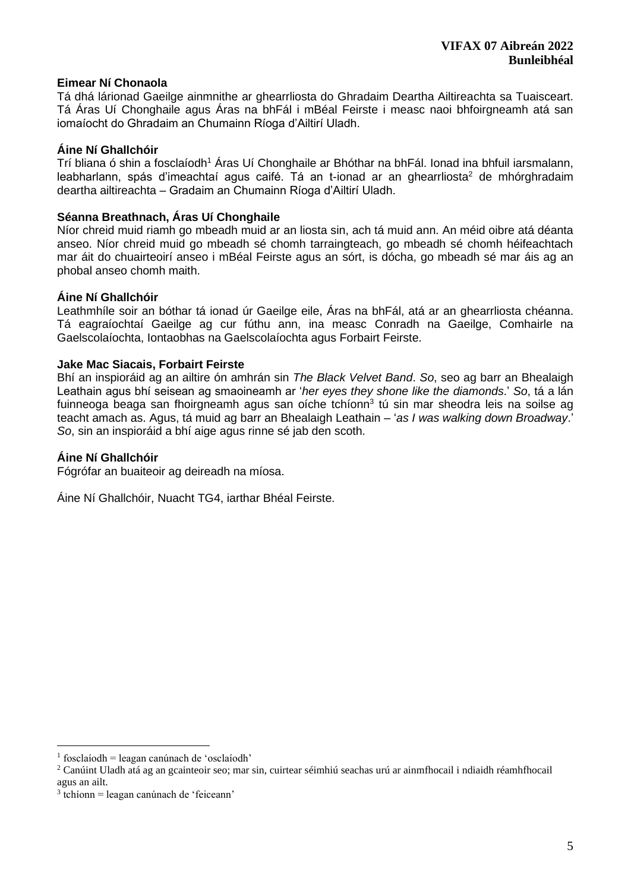**Eimear Ní Chonaola**
Tá dhá lárionad Gaeilge ainmnithe ar ghearrliosta do Ghradaim Deartha Ailtireachta sa Tuaisceart. Tá Áras Uí Chonghaile agus Áras na bhFál i mBéal Feirste i measc naoi bhfoirgneamh atá san iomaíocht do Ghradaim an Chumainn Ríoga d'Ailtirí Uladh.

**Áine Ní Ghallchóir**
Trí bliana ó shin a fosclaíodh[1] Áras Uí Chonghaile ar Bhóthar na bhFál. Ionad ina bhfuil iarsmalann, leabharlann, spás d'imeachtaí agus caifé. Tá an t-ionad ar an ghearrliosta[2] de mhórghradaim deartha ailtireachta – Gradaim an Chumainn Ríoga d'Ailtirí Uladh.

**Séanna Breathnach, Áras Uí Chonghaile**
Níor chreid muid riamh go mbeadh muid ar an liosta sin, ach tá muid ann. An méid oibre atá déanta anseo. Níor chreid muid go mbeadh sé chomh tarraingteach, go mbeadh sé chomh héifeachtach mar áit do chuairteoirí anseo i mBéal Feirste agus an sórt, is dócha, go mbeadh sé mar áis ag an phobal anseo chomh maith.

**Áine Ní Ghallchóir**
Leathmhíle soir an bóthar tá ionad úr Gaeilge eile, Áras na bhFál, atá ar an ghearrliosta chéanna. Tá eagraíochtaí Gaeilge ag cur fúthu ann, ina measc Conradh na Gaeilge, Comhairle na Gaelscolaíochta, Iontaobhas na Gaelscolaíochta agus Forbairt Feirste.

**Jake Mac Siacais, Forbairt Feirste**
Bhí an inspioráid ag an ailtire ón amhrán sin *The Black Velvet Band*. *So*, seo ag barr an Bhealaigh Leathain agus bhí seisean ag smaoineamh ar '*her eyes they shone like the diamonds*.' *So*, tá a lán fuinneoga beaga san fhoirgneamh agus san oíche tchíonn[3] tú sin mar sheodra leis na soilse ag teacht amach as. Agus, tá muid ag barr an Bhealaigh Leathain – '*as I was walking down Broadway*.' *So*, sin an inspioráid a bhí aige agus rinne sé jab den scoth.

**Áine Ní Ghallchóir**
Fógrófar an buaiteoir ag deireadh na míosa.

Áine Ní Ghallchóir, Nuacht TG4, iarthar Bhéal Feirste.

---

[1] fosclaíodh = leagan canúnach de 'osclaíodh'
[2] Canúint Uladh atá ag an gcainteoir seo; mar sin, cuirtear séimhiú seachas urú ar ainmfhocail i ndiaidh réamhfhocail agus an ailt.
[3] tchíonn = leagan canúnach de 'feiceann'